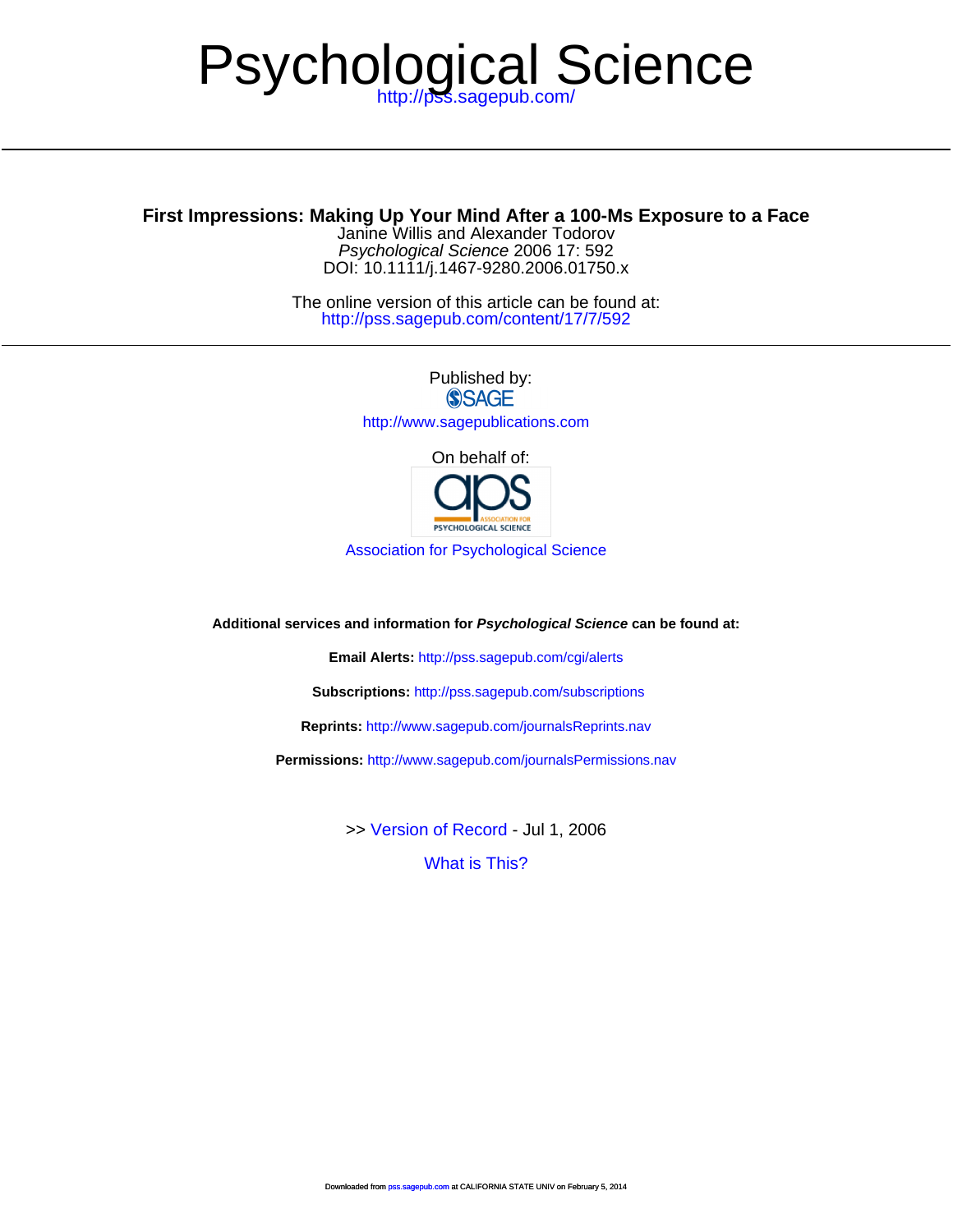# Psychological Science

http://pss.sagepub.com/

---

## First Impressions: Making Up Your Mind After a 100-Ms Exposure to a Face

Janine Willis and Alexander Todorov

*Psychological Science* 2006 17: 592

DOI: 10.1111/j.1467-9280.2006.01750.x

The online version of this article can be found at:
http://pss.sagepub.com/content/17/7/592

---

Published by:

SAGE

http://www.sagepublications.com

On behalf of:

aps ASSOCIATION FOR PSYCHOLOGICAL SCIENCE

Association for Psychological Science

**Additional services and information for *Psychological Science* can be found at:**

**Email Alerts:** http://pss.sagepub.com/cgi/alerts

**Subscriptions:** http://pss.sagepub.com/subscriptions

**Reprints:** http://www.sagepub.com/journalsReprints.nav

**Permissions:** http://www.sagepub.com/journalsPermissions.nav

>> Version of Record - Jul 1, 2006

What is This?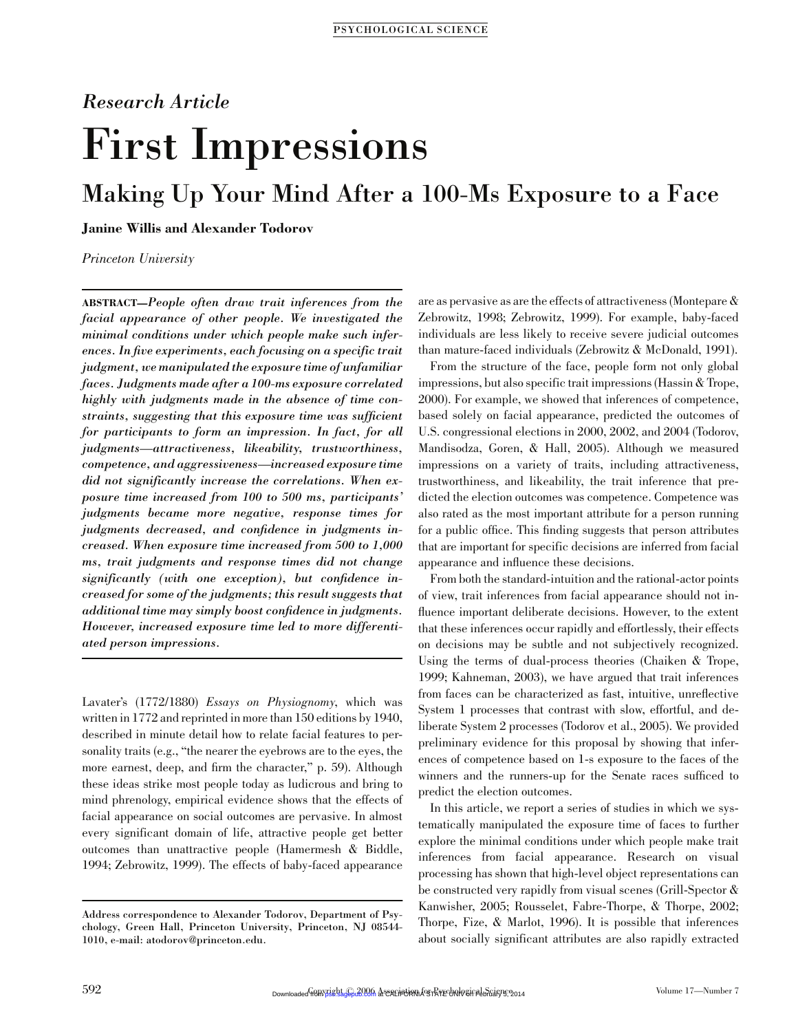PSYCHOLOGICAL SCIENCE

*Research Article*

# First Impressions

## Making Up Your Mind After a 100-Ms Exposure to a Face

**Janine Willis and Alexander Todorov**

*Princeton University*

**ABSTRACT**—*People often draw trait inferences from the facial appearance of other people. We investigated the minimal conditions under which people make such inferences. In five experiments, each focusing on a specific trait judgment, we manipulated the exposure time of unfamiliar faces. Judgments made after a 100-ms exposure correlated highly with judgments made in the absence of time constraints, suggesting that this exposure time was sufficient for participants to form an impression. In fact, for all judgments—attractiveness, likeability, trustworthiness, competence, and aggressiveness—increased exposure time did not significantly increase the correlations. When exposure time increased from 100 to 500 ms, participants' judgments became more negative, response times for judgments decreased, and confidence in judgments increased. When exposure time increased from 500 to 1,000 ms, trait judgments and response times did not change significantly (with one exception), but confidence increased for some of the judgments; this result suggests that additional time may simply boost confidence in judgments. However, increased exposure time led to more differentiated person impressions.*

Lavater's (1772/1880) *Essays on Physiognomy*, which was written in 1772 and reprinted in more than 150 editions by 1940, described in minute detail how to relate facial features to personality traits (e.g., "the nearer the eyebrows are to the eyes, the more earnest, deep, and firm the character," p. 59). Although these ideas strike most people today as ludicrous and bring to mind phrenology, empirical evidence shows that the effects of facial appearance on social outcomes are pervasive. In almost every significant domain of life, attractive people get better outcomes than unattractive people (Hamermesh & Biddle, 1994; Zebrowitz, 1999). The effects of baby-faced appearance are as pervasive as are the effects of attractiveness (Montepare & Zebrowitz, 1998; Zebrowitz, 1999). For example, baby-faced individuals are less likely to receive severe judicial outcomes than mature-faced individuals (Zebrowitz & McDonald, 1991).

From the structure of the face, people form not only global impressions, but also specific trait impressions (Hassin & Trope, 2000). For example, we showed that inferences of competence, based solely on facial appearance, predicted the outcomes of U.S. congressional elections in 2000, 2002, and 2004 (Todorov, Mandisodza, Goren, & Hall, 2005). Although we measured impressions on a variety of traits, including attractiveness, trustworthiness, and likeability, the trait inference that predicted the election outcomes was competence. Competence was also rated as the most important attribute for a person running for a public office. This finding suggests that person attributes that are important for specific decisions are inferred from facial appearance and influence these decisions.

From both the standard-intuition and the rational-actor points of view, trait inferences from facial appearance should not influence important deliberate decisions. However, to the extent that these inferences occur rapidly and effortlessly, their effects on decisions may be subtle and not subjectively recognized. Using the terms of dual-process theories (Chaiken & Trope, 1999; Kahneman, 2003), we have argued that trait inferences from faces can be characterized as fast, intuitive, unreflective System 1 processes that contrast with slow, effortful, and deliberate System 2 processes (Todorov et al., 2005). We provided preliminary evidence for this proposal by showing that inferences of competence based on 1-s exposure to the faces of the winners and the runners-up for the Senate races sufficed to predict the election outcomes.

In this article, we report a series of studies in which we systematically manipulated the exposure time of faces to further explore the minimal conditions under which people make trait inferences from facial appearance. Research on visual processing has shown that high-level object representations can be constructed very rapidly from visual scenes (Grill-Spector & Kanwisher, 2005; Rousselet, Fabre-Thorpe, & Thorpe, 2002; Thorpe, Fize, & Marlot, 1996). It is possible that inferences about socially significant attributes are also rapidly extracted

Address correspondence to Alexander Todorov, Department of Psychology, Green Hall, Princeton University, Princeton, NJ 08544-1010, e-mail: atodorov@princeton.edu.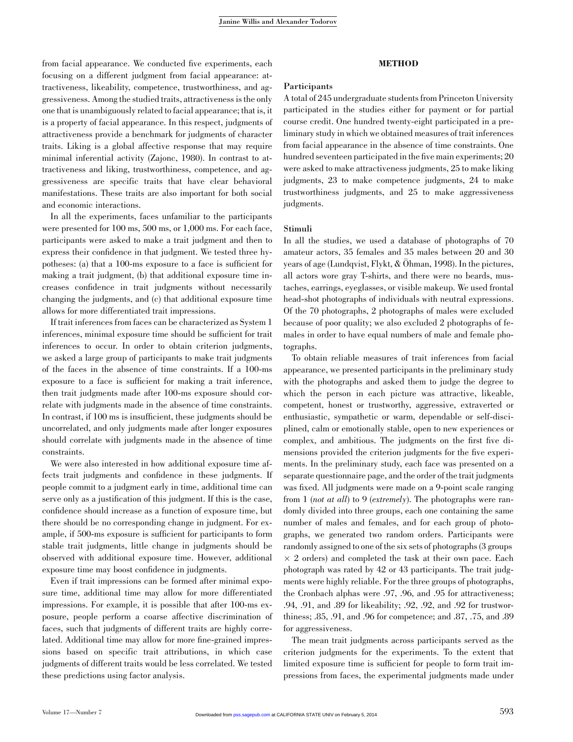from facial appearance. We conducted five experiments, each focusing on a different judgment from facial appearance: attractiveness, likeability, competence, trustworthiness, and aggressiveness. Among the studied traits, attractiveness is the only one that is unambiguously related to facial appearance; that is, it is a property of facial appearance. In this respect, judgments of attractiveness provide a benchmark for judgments of character traits. Liking is a global affective response that may require minimal inferential activity (Zajonc, 1980). In contrast to attractiveness and liking, trustworthiness, competence, and aggressiveness are specific traits that have clear behavioral manifestations. These traits are also important for both social and economic interactions.

In all the experiments, faces unfamiliar to the participants were presented for 100 ms, 500 ms, or 1,000 ms. For each face, participants were asked to make a trait judgment and then to express their confidence in that judgment. We tested three hypotheses: (a) that a 100-ms exposure to a face is sufficient for making a trait judgment, (b) that additional exposure time increases confidence in trait judgments without necessarily changing the judgments, and (c) that additional exposure time allows for more differentiated trait impressions.

If trait inferences from faces can be characterized as System 1 inferences, minimal exposure time should be sufficient for trait inferences to occur. In order to obtain criterion judgments, we asked a large group of participants to make trait judgments of the faces in the absence of time constraints. If a 100-ms exposure to a face is sufficient for making a trait inference, then trait judgments made after 100-ms exposure should correlate with judgments made in the absence of time constraints. In contrast, if 100 ms is insufficient, these judgments should be uncorrelated, and only judgments made after longer exposures should correlate with judgments made in the absence of time constraints.

We were also interested in how additional exposure time affects trait judgments and confidence in these judgments. If people commit to a judgment early in time, additional time can serve only as a justification of this judgment. If this is the case, confidence should increase as a function of exposure time, but there should be no corresponding change in judgment. For example, if 500-ms exposure is sufficient for participants to form stable trait judgments, little change in judgments should be observed with additional exposure time. However, additional exposure time may boost confidence in judgments.

Even if trait impressions can be formed after minimal exposure time, additional time may allow for more differentiated impressions. For example, it is possible that after 100-ms exposure, people perform a coarse affective discrimination of faces, such that judgments of different traits are highly correlated. Additional time may allow for more fine-grained impressions based on specific trait attributions, in which case judgments of different traits would be less correlated. We tested these predictions using factor analysis.

## METHOD

### Participants

A total of 245 undergraduate students from Princeton University participated in the studies either for payment or for partial course credit. One hundred twenty-eight participated in a preliminary study in which we obtained measures of trait inferences from facial appearance in the absence of time constraints. One hundred seventeen participated in the five main experiments; 20 were asked to make attractiveness judgments, 25 to make liking judgments, 23 to make competence judgments, 24 to make trustworthiness judgments, and 25 to make aggressiveness judgments.

### Stimuli

In all the studies, we used a database of photographs of 70 amateur actors, 35 females and 35 males between 20 and 30 years of age (Lundqvist, Flykt, & Öhman, 1998). In the pictures, all actors wore gray T-shirts, and there were no beards, mustaches, earrings, eyeglasses, or visible makeup. We used frontal head-shot photographs of individuals with neutral expressions. Of the 70 photographs, 2 photographs of males were excluded because of poor quality; we also excluded 2 photographs of females in order to have equal numbers of male and female photographs.

To obtain reliable measures of trait inferences from facial appearance, we presented participants in the preliminary study with the photographs and asked them to judge the degree to which the person in each picture was attractive, likeable, competent, honest or trustworthy, aggressive, extraverted or enthusiastic, sympathetic or warm, dependable or self-disciplined, calm or emotionally stable, open to new experiences or complex, and ambitious. The judgments on the first five dimensions provided the criterion judgments for the five experiments. In the preliminary study, each face was presented on a separate questionnaire page, and the order of the trait judgments was fixed. All judgments were made on a 9-point scale ranging from 1 (*not at all*) to 9 (*extremely*). The photographs were randomly divided into three groups, each one containing the same number of males and females, and for each group of photographs, we generated two random orders. Participants were randomly assigned to one of the six sets of photographs (3 groups $\times$ 2 orders) and completed the task at their own pace. Each photograph was rated by 42 or 43 participants. The trait judgments were highly reliable. For the three groups of photographs, the Cronbach alphas were .97, .96, and .95 for attractiveness; .94, .91, and .89 for likeability; .92, .92, and .92 for trustworthiness; .85, .91, and .96 for competence; and .87, .75, and .89 for aggressiveness.

The mean trait judgments across participants served as the criterion judgments for the experiments. To the extent that limited exposure time is sufficient for people to form trait impressions from faces, the experimental judgments made under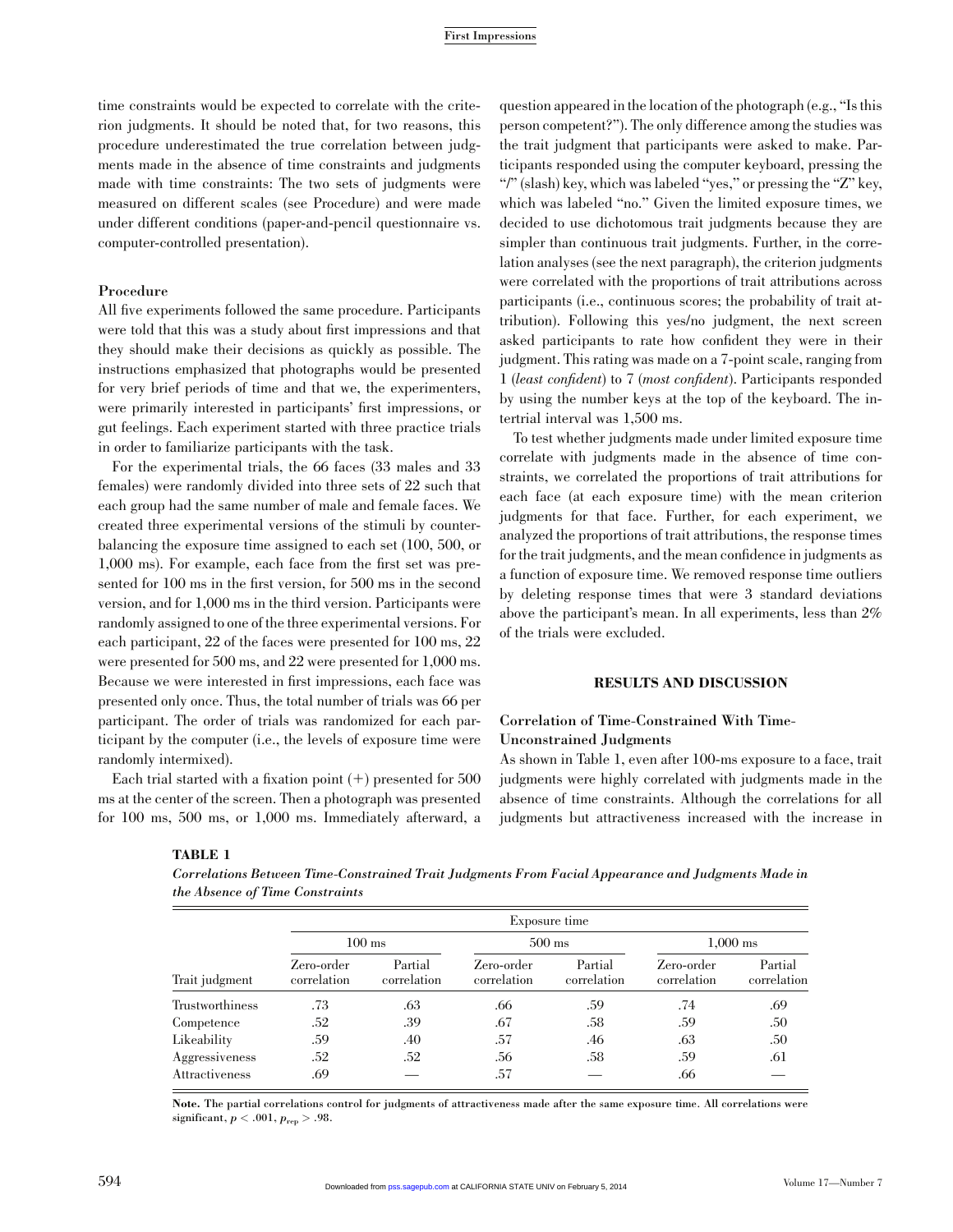time constraints would be expected to correlate with the criterion judgments. It should be noted that, for two reasons, this procedure underestimated the true correlation between judgments made in the absence of time constraints and judgments made with time constraints: The two sets of judgments were measured on different scales (see Procedure) and were made under different conditions (paper-and-pencil questionnaire vs. computer-controlled presentation).

### Procedure

All five experiments followed the same procedure. Participants were told that this was a study about first impressions and that they should make their decisions as quickly as possible. The instructions emphasized that photographs would be presented for very brief periods of time and that we, the experimenters, were primarily interested in participants' first impressions, or gut feelings. Each experiment started with three practice trials in order to familiarize participants with the task.

For the experimental trials, the 66 faces (33 males and 33 females) were randomly divided into three sets of 22 such that each group had the same number of male and female faces. We created three experimental versions of the stimuli by counterbalancing the exposure time assigned to each set (100, 500, or 1,000 ms). For example, each face from the first set was presented for 100 ms in the first version, for 500 ms in the second version, and for 1,000 ms in the third version. Participants were randomly assigned to one of the three experimental versions. For each participant, 22 of the faces were presented for 100 ms, 22 were presented for 500 ms, and 22 were presented for 1,000 ms. Because we were interested in first impressions, each face was presented only once. Thus, the total number of trials was 66 per participant. The order of trials was randomized for each participant by the computer (i.e., the levels of exposure time were randomly intermixed).

Each trial started with a fixation point (+) presented for 500 ms at the center of the screen. Then a photograph was presented for 100 ms, 500 ms, or 1,000 ms. Immediately afterward, a question appeared in the location of the photograph (e.g., "Is this person competent?"). The only difference among the studies was the trait judgment that participants were asked to make. Participants responded using the computer keyboard, pressing the "/" (slash) key, which was labeled "yes," or pressing the "Z" key, which was labeled "no." Given the limited exposure times, we decided to use dichotomous trait judgments because they are simpler than continuous trait judgments. Further, in the correlation analyses (see the next paragraph), the criterion judgments were correlated with the proportions of trait attributions across participants (i.e., continuous scores; the probability of trait attribution). Following this yes/no judgment, the next screen asked participants to rate how confident they were in their judgment. This rating was made on a 7-point scale, ranging from 1 (*least confident*) to 7 (*most confident*). Participants responded by using the number keys at the top of the keyboard. The intertrial interval was 1,500 ms.

To test whether judgments made under limited exposure time correlate with judgments made in the absence of time constraints, we correlated the proportions of trait attributions for each face (at each exposure time) with the mean criterion judgments for that face. Further, for each experiment, we analyzed the proportions of trait attributions, the response times for the trait judgments, and the mean confidence in judgments as a function of exposure time. We removed response time outliers by deleting response times that were 3 standard deviations above the participant's mean. In all experiments, less than 2% of the trials were excluded.

## RESULTS AND DISCUSSION

### Correlation of Time-Constrained With Time-Unconstrained Judgments

As shown in Table 1, even after 100-ms exposure to a face, trait judgments were highly correlated with judgments made in the absence of time constraints. Although the correlations for all judgments but attractiveness increased with the increase in

**TABLE 1**

***Correlations Between Time-Constrained Trait Judgments From Facial Appearance and Judgments Made in the Absence of Time Constraints***

| | Exposure time | | | | | |
|---|---|---|---|---|---|---|
| | 100 ms | | 500 ms | | 1,000 ms | |
| Trait judgment | Zero-order correlation | Partial correlation | Zero-order correlation | Partial correlation | Zero-order correlation | Partial correlation |
| Trustworthiness | .73 | .63 | .66 | .59 | .74 | .69 |
| Competence | .52 | .39 | .67 | .58 | .59 | .50 |
| Likeability | .59 | .40 | .57 | .46 | .63 | .50 |
| Aggressiveness | .52 | .52 | .56 | .58 | .59 | .61 |
| Attractiveness | .69 | — | .57 | — | .66 | — |

**Note.** The partial correlations control for judgments of attractiveness made after the same exposure time. All correlations were significant, $p < .001$, $p_{rep} > .98$.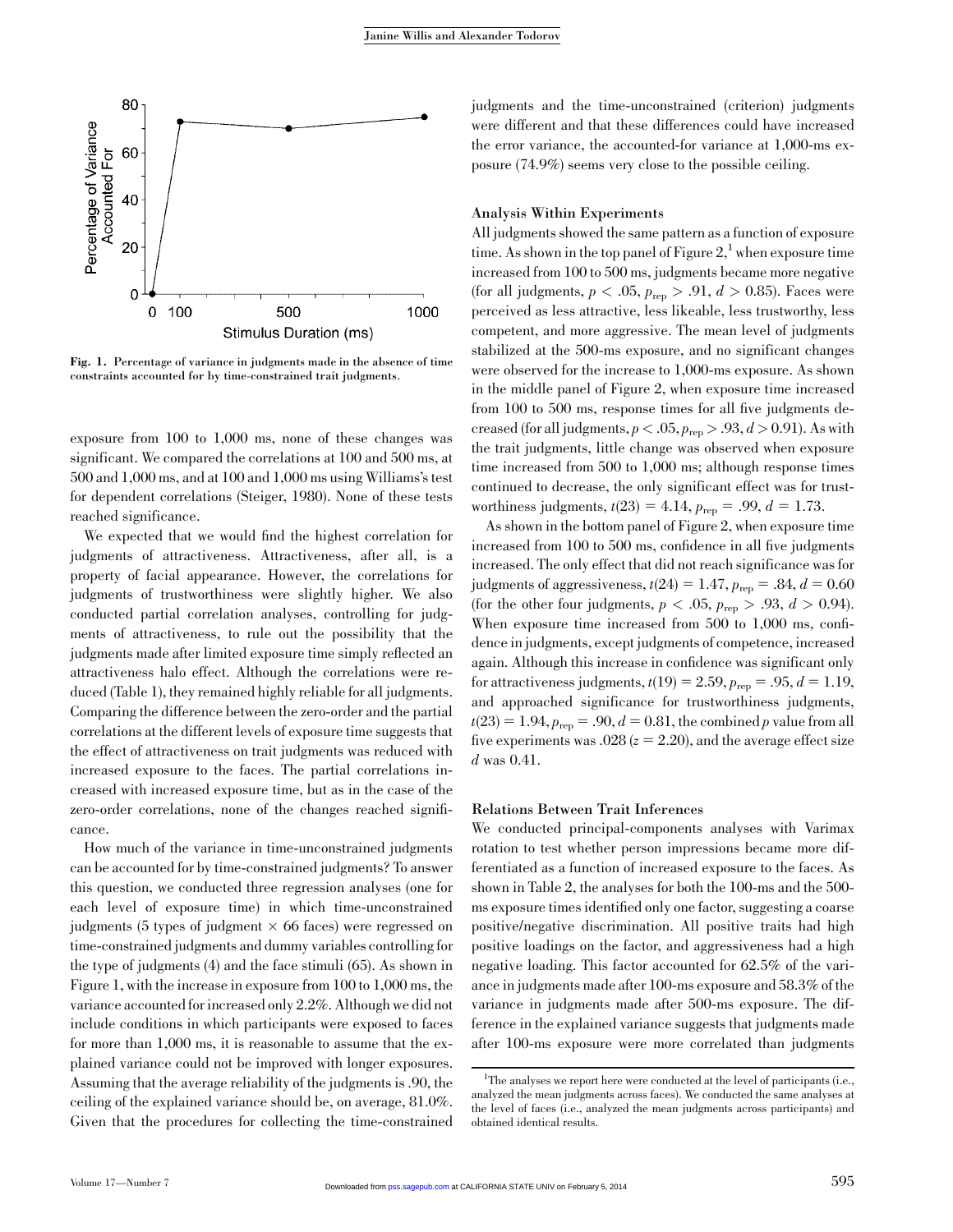Fig. 1. Percentage of variance in judgments made in the absence of time constraints accounted for by time-constrained trait judgments.

exposure from 100 to 1,000 ms, none of these changes was significant. We compared the correlations at 100 and 500 ms, at 500 and 1,000 ms, and at 100 and 1,000 ms using Williams's test for dependent correlations (Steiger, 1980). None of these tests reached significance.

We expected that we would find the highest correlation for judgments of attractiveness. Attractiveness, after all, is a property of facial appearance. However, the correlations for judgments of trustworthiness were slightly higher. We also conducted partial correlation analyses, controlling for judgments of attractiveness, to rule out the possibility that the judgments made after limited exposure time simply reflected an attractiveness halo effect. Although the correlations were reduced (Table 1), they remained highly reliable for all judgments. Comparing the difference between the zero-order and the partial correlations at the different levels of exposure time suggests that the effect of attractiveness on trait judgments was reduced with increased exposure to the faces. The partial correlations increased with increased exposure time, but as in the case of the zero-order correlations, none of the changes reached significance.

How much of the variance in time-unconstrained judgments can be accounted for by time-constrained judgments? To answer this question, we conducted three regression analyses (one for each level of exposure time) in which time-unconstrained judgments (5 types of judgment × 66 faces) were regressed on time-constrained judgments and dummy variables controlling for the type of judgments (4) and the face stimuli (65). As shown in Figure 1, with the increase in exposure from 100 to 1,000 ms, the variance accounted for increased only 2.2%. Although we did not include conditions in which participants were exposed to faces for more than 1,000 ms, it is reasonable to assume that the explained variance could not be improved with longer exposures. Assuming that the average reliability of the judgments is .90, the ceiling of the explained variance should be, on average, 81.0%. Given that the procedures for collecting the time-constrained judgments and the time-unconstrained (criterion) judgments were different and that these differences could have increased the error variance, the accounted-for variance at 1,000-ms exposure (74.9%) seems very close to the possible ceiling.

### Analysis Within Experiments

All judgments showed the same pattern as a function of exposure time. As shown in the top panel of Figure 2,[1] when exposure time increased from 100 to 500 ms, judgments became more negative (for all judgments, $p < .05$, $p_{rep} > .91$, $d > 0.85$). Faces were perceived as less attractive, less likeable, less trustworthy, less competent, and more aggressive. The mean level of judgments stabilized at the 500-ms exposure, and no significant changes were observed for the increase to 1,000-ms exposure. As shown in the middle panel of Figure 2, when exposure time increased from 100 to 500 ms, response times for all five judgments decreased (for all judgments, $p < .05$, $p_{rep} > .93$, $d > 0.91$). As with the trait judgments, little change was observed when exposure time increased from 500 to 1,000 ms; although response times continued to decrease, the only significant effect was for trustworthiness judgments, $t(23) = 4.14$, $p_{rep} = .99$, $d = 1.73$.

As shown in the bottom panel of Figure 2, when exposure time increased from 100 to 500 ms, confidence in all five judgments increased. The only effect that did not reach significance was for judgments of aggressiveness, $t(24) = 1.47$, $p_{rep} = .84$, $d = 0.60$ (for the other four judgments, $p < .05$, $p_{rep} > .93$, $d > 0.94$). When exposure time increased from 500 to 1,000 ms, confidence in judgments, except judgments of competence, increased again. Although this increase in confidence was significant only for attractiveness judgments, $t(19) = 2.59$, $p_{rep} = .95$, $d = 1.19$, and approached significance for trustworthiness judgments, $t(23) = 1.94$, $p_{rep} = .90$, $d = 0.81$, the combined $p$ value from all five experiments was .028 ($z = 2.20$), and the average effect size $d$ was 0.41.

### Relations Between Trait Inferences

We conducted principal-components analyses with Varimax rotation to test whether person impressions became more differentiated as a function of increased exposure to the faces. As shown in Table 2, the analyses for both the 100-ms and the 500-ms exposure times identified only one factor, suggesting a coarse positive/negative discrimination. All positive traits had high positive loadings on the factor, and aggressiveness had a high negative loading. This factor accounted for 62.5% of the variance in judgments made after 100-ms exposure and 58.3% of the variance in judgments made after 500-ms exposure. The difference in the explained variance suggests that judgments made after 100-ms exposure were more correlated than judgments

[1] The analyses we report here were conducted at the level of participants (i.e., analyzed the mean judgments across faces). We conducted the same analyses at the level of faces (i.e., analyzed the mean judgments across participants) and obtained identical results.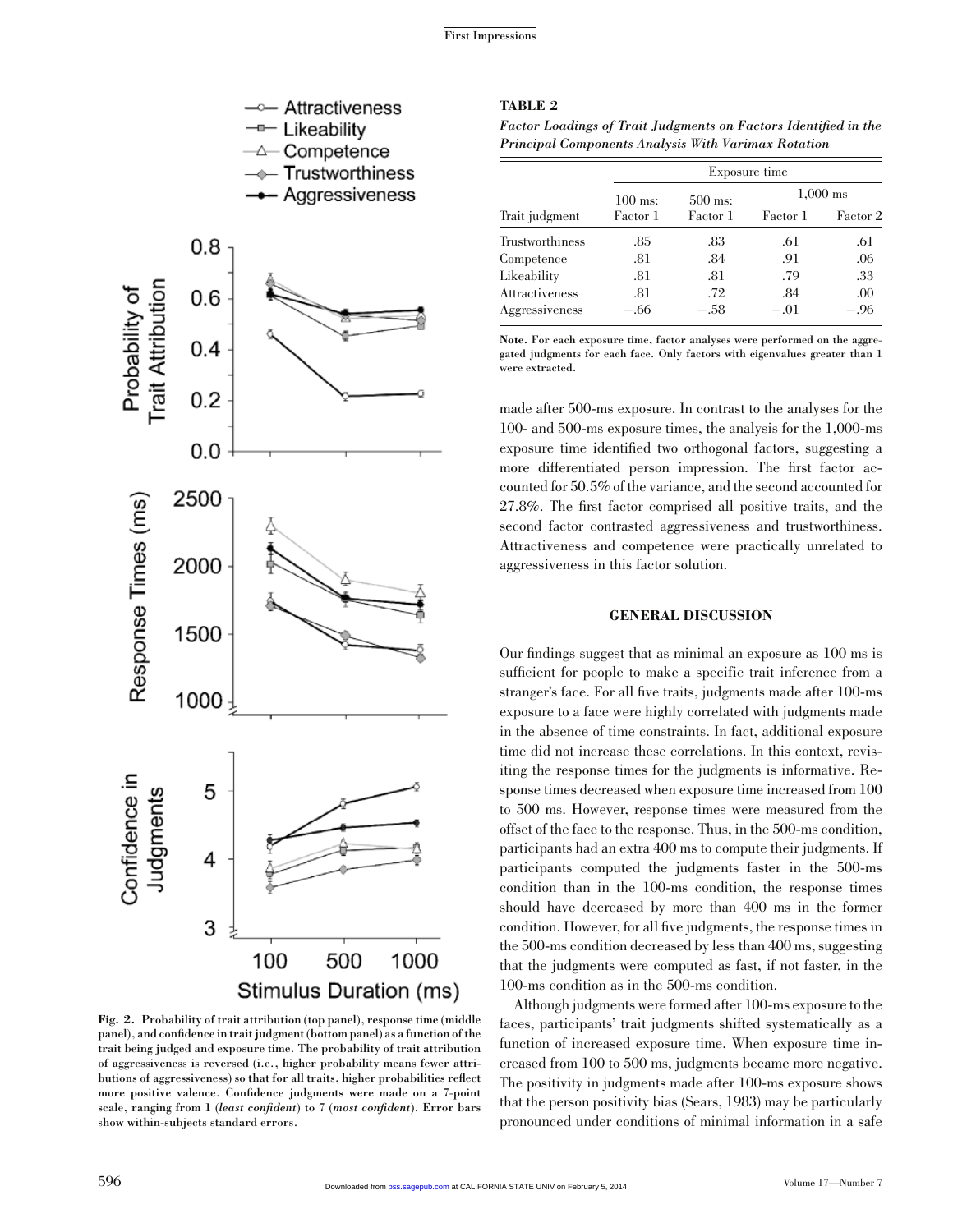**TABLE 2**

*Factor Loadings of Trait Judgments on Factors Identified in the Principal Components Analysis With Varimax Rotation*

| | Exposure time | | | |
|---|---|---|---|---|
| | 100 ms: | 500 ms: | 1,000 ms | |
| Trait judgment | Factor 1 | Factor 1 | Factor 1 | Factor 2 |
| Trustworthiness | .85 | .83 | .61 | .61 |
| Competence | .81 | .84 | .91 | .06 |
| Likeability | .81 | .81 | .79 | .33 |
| Attractiveness | .81 | .72 | .84 | .00 |
| Aggressiveness | −.66 | −.58 | −.01 | −.96 |

**Note.** For each exposure time, factor analyses were performed on the aggregated judgments for each face. Only factors with eigenvalues greater than 1 were extracted.

Fig. 2. Probability of trait attribution (top panel), response time (middle panel), and confidence in trait judgment (bottom panel) as a function of the trait being judged and exposure time. The probability of trait attribution of aggressiveness is reversed (i.e., higher probability means fewer attributions of aggressiveness) so that for all traits, higher probabilities reflect more positive valence. Confidence judgments were made on a 7-point scale, ranging from 1 (*least confident*) to 7 (*most confident*). Error bars show within-subjects standard errors.

made after 500-ms exposure. In contrast to the analyses for the 100- and 500-ms exposure times, the analysis for the 1,000-ms exposure time identified two orthogonal factors, suggesting a more differentiated person impression. The first factor accounted for 50.5% of the variance, and the second accounted for 27.8%. The first factor comprised all positive traits, and the second factor contrasted aggressiveness and trustworthiness. Attractiveness and competence were practically unrelated to aggressiveness in this factor solution.

## GENERAL DISCUSSION

Our findings suggest that as minimal an exposure as 100 ms is sufficient for people to make a specific trait inference from a stranger's face. For all five traits, judgments made after 100-ms exposure to a face were highly correlated with judgments made in the absence of time constraints. In fact, additional exposure time did not increase these correlations. In this context, revisiting the response times for the judgments is informative. Response times decreased when exposure time increased from 100 to 500 ms. However, response times were measured from the offset of the face to the response. Thus, in the 500-ms condition, participants had an extra 400 ms to compute their judgments. If participants computed the judgments faster in the 500-ms condition than in the 100-ms condition, the response times should have decreased by more than 400 ms in the former condition. However, for all five judgments, the response times in the 500-ms condition decreased by less than 400 ms, suggesting that the judgments were computed as fast, if not faster, in the 100-ms condition as in the 500-ms condition.

Although judgments were formed after 100-ms exposure to the faces, participants' trait judgments shifted systematically as a function of increased exposure time. When exposure time increased from 100 to 500 ms, judgments became more negative. The positivity in judgments made after 100-ms exposure shows that the person positivity bias (Sears, 1983) may be particularly pronounced under conditions of minimal information in a safe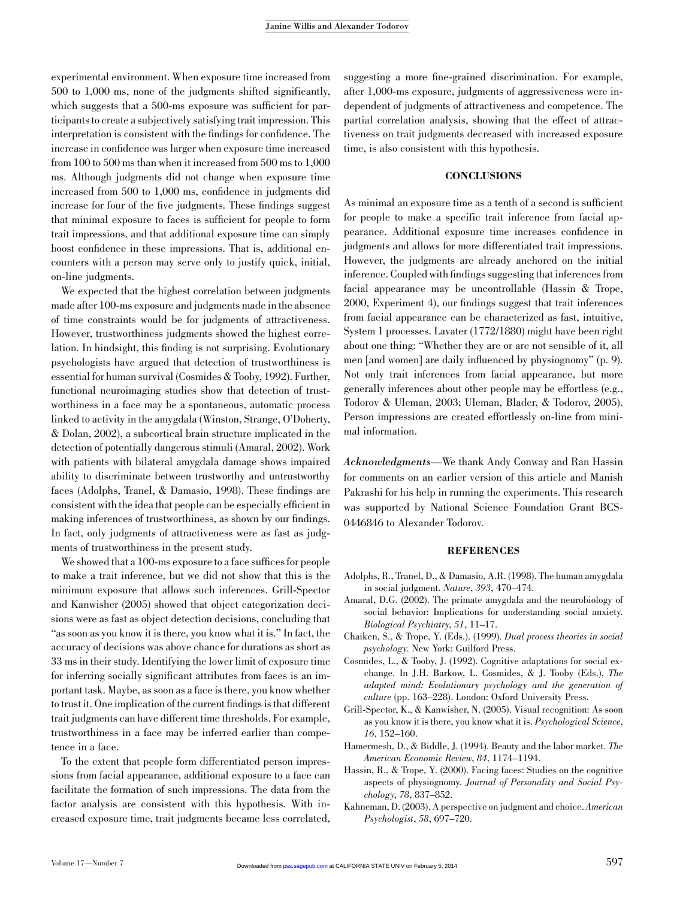experimental environment. When exposure time increased from 500 to 1,000 ms, none of the judgments shifted significantly, which suggests that a 500-ms exposure was sufficient for participants to create a subjectively satisfying trait impression. This interpretation is consistent with the findings for confidence. The increase in confidence was larger when exposure time increased from 100 to 500 ms than when it increased from 500 ms to 1,000 ms. Although judgments did not change when exposure time increased from 500 to 1,000 ms, confidence in judgments did increase for four of the five judgments. These findings suggest that minimal exposure to faces is sufficient for people to form trait impressions, and that additional exposure time can simply boost confidence in these impressions. That is, additional encounters with a person may serve only to justify quick, initial, on-line judgments.

We expected that the highest correlation between judgments made after 100-ms exposure and judgments made in the absence of time constraints would be for judgments of attractiveness. However, trustworthiness judgments showed the highest correlation. In hindsight, this finding is not surprising. Evolutionary psychologists have argued that detection of trustworthiness is essential for human survival (Cosmides & Tooby, 1992). Further, functional neuroimaging studies show that detection of trustworthiness in a face may be a spontaneous, automatic process linked to activity in the amygdala (Winston, Strange, O'Doherty, & Dolan, 2002), a subcortical brain structure implicated in the detection of potentially dangerous stimuli (Amaral, 2002). Work with patients with bilateral amygdala damage shows impaired ability to discriminate between trustworthy and untrustworthy faces (Adolphs, Tranel, & Damasio, 1998). These findings are consistent with the idea that people can be especially efficient in making inferences of trustworthiness, as shown by our findings. In fact, only judgments of attractiveness were as fast as judgments of trustworthiness in the present study.

We showed that a 100-ms exposure to a face suffices for people to make a trait inference, but we did not show that this is the minimum exposure that allows such inferences. Grill-Spector and Kanwisher (2005) showed that object categorization decisions were as fast as object detection decisions, concluding that "as soon as you know it is there, you know what it is." In fact, the accuracy of decisions was above chance for durations as short as 33 ms in their study. Identifying the lower limit of exposure time for inferring socially significant attributes from faces is an important task. Maybe, as soon as a face is there, you know whether to trust it. One implication of the current findings is that different trait judgments can have different time thresholds. For example, trustworthiness in a face may be inferred earlier than competence in a face.

To the extent that people form differentiated person impressions from facial appearance, additional exposure to a face can facilitate the formation of such impressions. The data from the factor analysis are consistent with this hypothesis. With increased exposure time, trait judgments became less correlated, suggesting a more fine-grained discrimination. For example, after 1,000-ms exposure, judgments of aggressiveness were independent of judgments of attractiveness and competence. The partial correlation analysis, showing that the effect of attractiveness on trait judgments decreased with increased exposure time, is also consistent with this hypothesis.

## CONCLUSIONS

As minimal an exposure time as a tenth of a second is sufficient for people to make a specific trait inference from facial appearance. Additional exposure time increases confidence in judgments and allows for more differentiated trait impressions. However, the judgments are already anchored on the initial inference. Coupled with findings suggesting that inferences from facial appearance may be uncontrollable (Hassin & Trope, 2000, Experiment 4), our findings suggest that trait inferences from facial appearance can be characterized as fast, intuitive, System 1 processes. Lavater (1772/1880) might have been right about one thing: "Whether they are or are not sensible of it, all men [and women] are daily influenced by physiognomy" (p. 9). Not only trait inferences from facial appearance, but more generally inferences about other people may be effortless (e.g., Todorov & Uleman, 2003; Uleman, Blader, & Todorov, 2005). Person impressions are created effortlessly on-line from minimal information.

***Acknowledgments***—We thank Andy Conway and Ran Hassin for comments on an earlier version of this article and Manish Pakrashi for his help in running the experiments. This research was supported by National Science Foundation Grant BCS-0446846 to Alexander Todorov.

## REFERENCES

Adolphs, R., Tranel, D., & Damasio, A.R. (1998). The human amygdala in social judgment. *Nature*, *393*, 470–474.

Amaral, D.G. (2002). The primate amygdala and the neurobiology of social behavior: Implications for understanding social anxiety. *Biological Psychiatry*, *51*, 11–17.

Chaiken, S., & Trope, Y. (Eds.). (1999). *Dual process theories in social psychology.* New York: Guilford Press.

Cosmides, L., & Tooby, J. (1992). Cognitive adaptations for social exchange. In J.H. Barkow, L. Cosmides, & J. Tooby (Eds.), *The adapted mind: Evolutionary psychology and the generation of culture* (pp. 163–228). London: Oxford University Press.

Grill-Spector, K., & Kanwisher, N. (2005). Visual recognition: As soon as you know it is there, you know what it is. *Psychological Science*, *16*, 152–160.

Hamermesh, D., & Biddle, J. (1994). Beauty and the labor market. *The American Economic Review*, *84*, 1174–1194.

Hassin, R., & Trope, Y. (2000). Facing faces: Studies on the cognitive aspects of physiognomy. *Journal of Personality and Social Psychology*, *78*, 837–852.

Kahneman, D. (2003). A perspective on judgment and choice. *American Psychologist*, *58*, 697–720.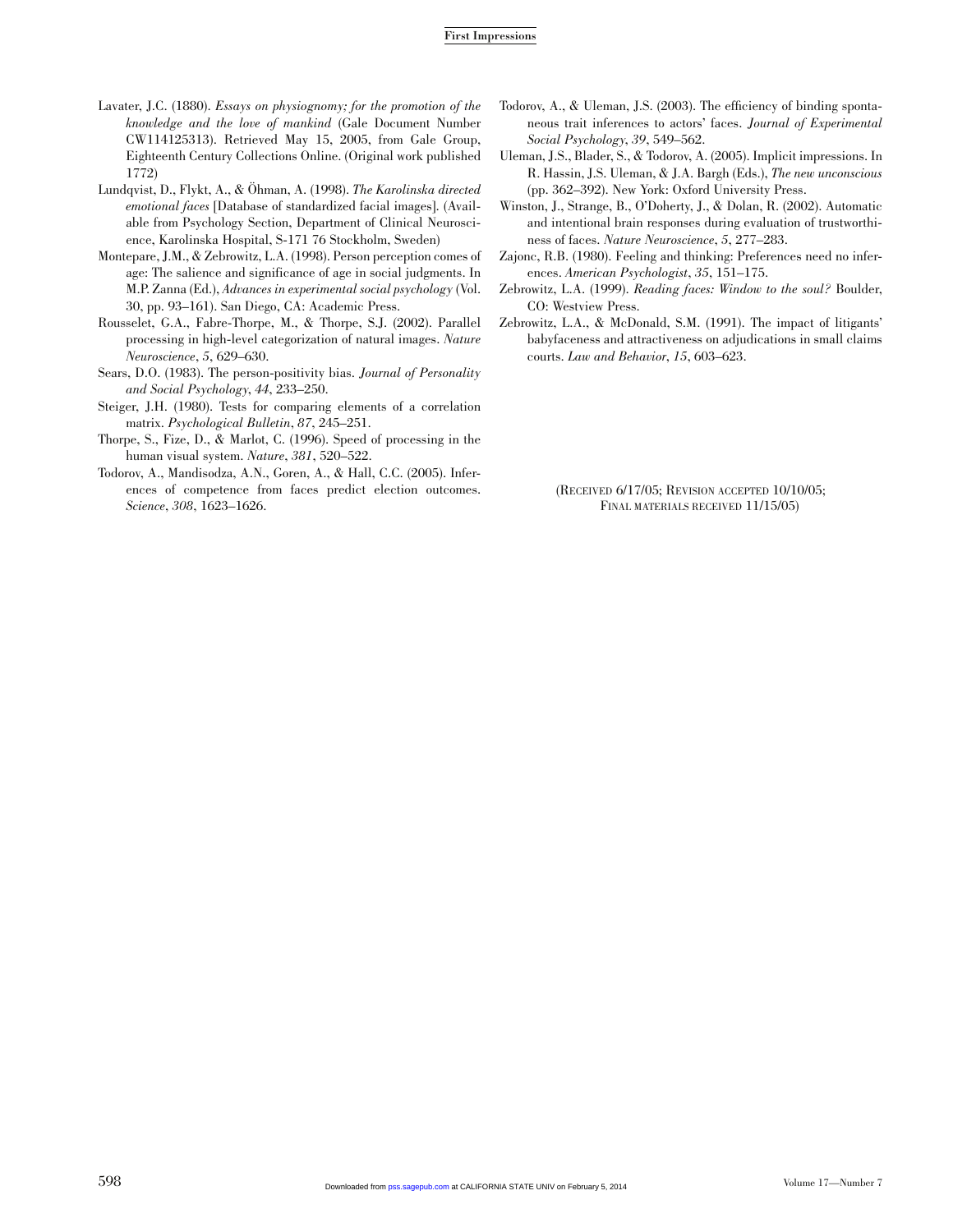Lavater, J.C. (1880). *Essays on physiognomy; for the promotion of the knowledge and the love of mankind* (Gale Document Number CW114125313). Retrieved May 15, 2005, from Gale Group, Eighteenth Century Collections Online. (Original work published 1772)

Lundqvist, D., Flykt, A., & Öhman, A. (1998). *The Karolinska directed emotional faces* [Database of standardized facial images]. (Available from Psychology Section, Department of Clinical Neuroscience, Karolinska Hospital, S-171 76 Stockholm, Sweden)

Montepare, J.M., & Zebrowitz, L.A. (1998). Person perception comes of age: The salience and significance of age in social judgments. In M.P. Zanna (Ed.), *Advances in experimental social psychology* (Vol. 30, pp. 93–161). San Diego, CA: Academic Press.

Rousselet, G.A., Fabre-Thorpe, M., & Thorpe, S.J. (2002). Parallel processing in high-level categorization of natural images. *Nature Neuroscience*, *5*, 629–630.

Sears, D.O. (1983). The person-positivity bias. *Journal of Personality and Social Psychology*, *44*, 233–250.

Steiger, J.H. (1980). Tests for comparing elements of a correlation matrix. *Psychological Bulletin*, *87*, 245–251.

Thorpe, S., Fize, D., & Marlot, C. (1996). Speed of processing in the human visual system. *Nature*, *381*, 520–522.

Todorov, A., Mandisodza, A.N., Goren, A., & Hall, C.C. (2005). Inferences of competence from faces predict election outcomes. *Science*, *308*, 1623–1626.

Todorov, A., & Uleman, J.S. (2003). The efficiency of binding spontaneous trait inferences to actors' faces. *Journal of Experimental Social Psychology*, *39*, 549–562.

Uleman, J.S., Blader, S., & Todorov, A. (2005). Implicit impressions. In R. Hassin, J.S. Uleman, & J.A. Bargh (Eds.), *The new unconscious* (pp. 362–392). New York: Oxford University Press.

Winston, J., Strange, B., O'Doherty, J., & Dolan, R. (2002). Automatic and intentional brain responses during evaluation of trustworthiness of faces. *Nature Neuroscience*, *5*, 277–283.

Zajonc, R.B. (1980). Feeling and thinking: Preferences need no inferences. *American Psychologist*, *35*, 151–175.

Zebrowitz, L.A. (1999). *Reading faces: Window to the soul?* Boulder, CO: Westview Press.

Zebrowitz, L.A., & McDonald, S.M. (1991). The impact of litigants' babyfaceness and attractiveness on adjudications in small claims courts. *Law and Behavior*, *15*, 603–623.

(Received 6/17/05; Revision accepted 10/10/05; Final materials received 11/15/05)